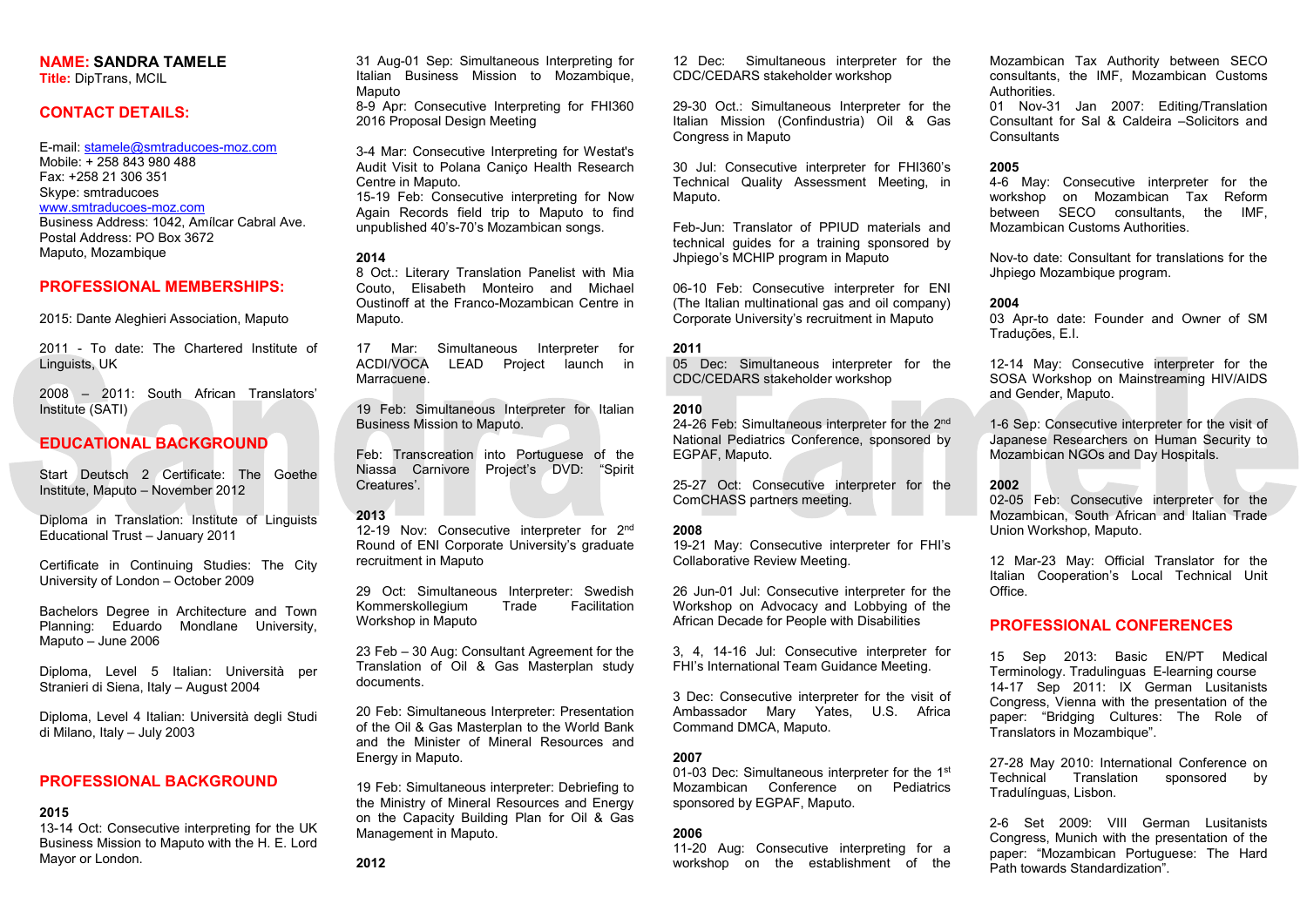**NAME: SANDRA TAMELE**
**Title:** DipTrans, MCIL

## CONTACT DETAILS:

E-mail: stamele@smtraducoes-moz.com
Mobile: + 258 843 980 488
Fax: +258 21 306 351
Skype: smtraducoes
www.smtraducoes-moz.com
Business Address: 1042, Amílcar Cabral Ave.
Postal Address: PO Box 3672
Maputo, Mozambique

## PROFESSIONAL MEMBERSHIPS:

2015: Dante Aleghieri Association, Maputo

2011 - To date: The Chartered Institute of Linguists, UK

2008 – 2011: South African Translators' Institute (SATI)

## EDUCATIONAL BACKGROUND

Start Deutsch 2 Certificate: The Goethe Institute, Maputo – November 2012

Diploma in Translation: Institute of Linguists Educational Trust – January 2011

Certificate in Continuing Studies: The City University of London – October 2009

Bachelors Degree in Architecture and Town Planning: Eduardo Mondlane University, Maputo – June 2006

Diploma, Level 5 Italian: Università per Stranieri di Siena, Italy – August 2004

Diploma, Level 4 Italian: Università degli Studi di Milano, Italy – July 2003

## PROFESSIONAL BACKGROUND

**2015**
13-14 Oct: Consecutive interpreting for the UK Business Mission to Maputo with the H. E. Lord Mayor or London.
31 Aug-01 Sep: Simultaneous Interpreting for Italian Business Mission to Mozambique, Maputo
8-9 Apr: Consecutive Interpreting for FHI360 2016 Proposal Design Meeting

3-4 Mar: Consecutive Interpreting for Westat's Audit Visit to Polana Caniço Health Research Centre in Maputo.
15-19 Feb: Consecutive interpreting for Now Again Records field trip to Maputo to find unpublished 40's-70's Mozambican songs.

**2014**
8 Oct.: Literary Translation Panelist with Mia Couto, Elisabeth Monteiro and Michael Oustinoff at the Franco-Mozambican Centre in Maputo.

17 Mar: Simultaneous Interpreter for ACDI/VOCA LEAD Project launch in Marracuene.

19 Feb: Simultaneous Interpreter for Italian Business Mission to Maputo.

Feb: Transcreation into Portuguese of the Niassa Carnivore Project's DVD: "Spirit Creatures'.

**2013**
12-19 Nov: Consecutive interpreter for 2nd Round of ENI Corporate University's graduate recruitment in Maputo

29 Oct: Simultaneous Interpreter: Swedish Kommerskollegium Trade Facilitation Workshop in Maputo

23 Feb – 30 Aug: Consultant Agreement for the Translation of Oil & Gas Masterplan study documents.

20 Feb: Simultaneous Interpreter: Presentation of the Oil & Gas Masterplan to the World Bank and the Minister of Mineral Resources and Energy in Maputo.

19 Feb: Simultaneous interpreter: Debriefing to the Ministry of Mineral Resources and Energy on the Capacity Building Plan for Oil & Gas Management in Maputo.

**2012**
12 Dec: Simultaneous interpreter for the CDC/CEDARS stakeholder workshop

29-30 Oct.: Simultaneous Interpreter for the Italian Mission (Confindustria) Oil & Gas Congress in Maputo

30 Jul: Consecutive interpreter for FHI360's Technical Quality Assessment Meeting, in Maputo.

Feb-Jun: Translator of PPIUD materials and technical guides for a training sponsored by Jhpiego's MCHIP program in Maputo

06-10 Feb: Consecutive interpreter for ENI (The Italian multinational gas and oil company) Corporate University's recruitment in Maputo

**2011**
05 Dec: Simultaneous interpreter for the CDC/CEDARS stakeholder workshop

**2010**
24-26 Feb: Simultaneous interpreter for the 2nd National Pediatrics Conference, sponsored by EGPAF, Maputo.

25-27 Oct: Consecutive interpreter for the ComCHASS partners meeting.

**2008**
19-21 May: Consecutive interpreter for FHI's Collaborative Review Meeting.

26 Jun-01 Jul: Consecutive interpreter for the Workshop on Advocacy and Lobbying of the African Decade for People with Disabilities

3, 4, 14-16 Jul: Consecutive interpreter for FHI's International Team Guidance Meeting.

3 Dec: Consecutive interpreter for the visit of Ambassador Mary Yates, U.S. Africa Command DMCA, Maputo.

**2007**
01-03 Dec: Simultaneous interpreter for the 1st Mozambican Conference on Pediatrics sponsored by EGPAF, Maputo.

**2006**
11-20 Aug: Consecutive interpreting for a workshop on the establishment of the Mozambican Tax Authority between SECO consultants, the IMF, Mozambican Customs Authorities.
01 Nov-31 Jan 2007: Editing/Translation Consultant for Sal & Caldeira –Solicitors and Consultants

**2005**
4-6 May: Consecutive interpreter for the workshop on Mozambican Tax Reform between SECO consultants, the IMF, Mozambican Customs Authorities.

Nov-to date: Consultant for translations for the Jhpiego Mozambique program.

**2004**
03 Apr-to date: Founder and Owner of SM Traduções, E.I.

12-14 May: Consecutive interpreter for the SOSA Workshop on Mainstreaming HIV/AIDS and Gender, Maputo.

1-6 Sep: Consecutive interpreter for the visit of Japanese Researchers on Human Security to Mozambican NGOs and Day Hospitals.

**2002**
02-05 Feb: Consecutive interpreter for the Mozambican, South African and Italian Trade Union Workshop, Maputo.

12 Mar-23 May: Official Translator for the Italian Cooperation's Local Technical Unit Office.

## PROFESSIONAL CONFERENCES

15 Sep 2013: Basic EN/PT Medical Terminology. Tradulinguas E-learning course
14-17 Sep 2011: IX German Lusitanists Congress, Vienna with the presentation of the paper: "Bridging Cultures: The Role of Translators in Mozambique".

27-28 May 2010: International Conference on Technical Translation sponsored by Tradulínguas, Lisbon.

2-6 Set 2009: VIII German Lusitanists Congress, Munich with the presentation of the paper: "Mozambican Portuguese: The Hard Path towards Standardization".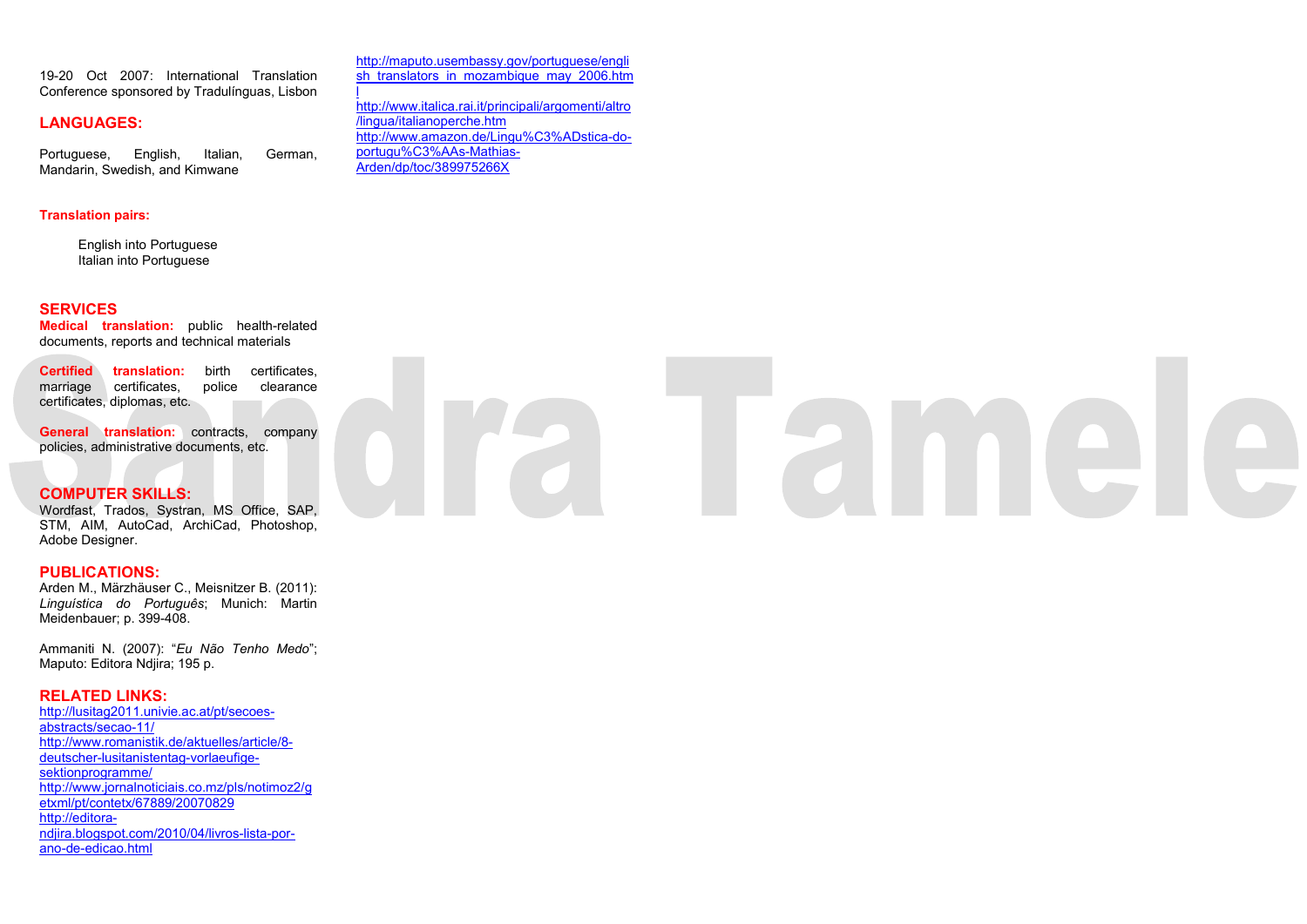19-20 Oct 2007: International Translation Conference sponsored by Tradulínguas, Lisbon

## LANGUAGES:

Portuguese, English, Italian, German, Mandarin, Swedish, and Kimwane

### Translation pairs:

English into Portuguese
Italian into Portuguese

## SERVICES

**Medical translation:** public health-related documents, reports and technical materials

**Certified translation:** birth certificates, marriage certificates, police clearance certificates, diplomas, etc.

**General translation:** contracts, company policies, administrative documents, etc.

## COMPUTER SKILLS:

Wordfast, Trados, Systran, MS Office, SAP, STM, AIM, AutoCad, ArchiCad, Photoshop, Adobe Designer.

## PUBLICATIONS:

Arden M., Märzhäuser C., Meisnitzer B. (2011): *Linguística do Português*; Munich: Martin Meidenbauer; p. 399-408.

Ammaniti N. (2007): "*Eu Não Tenho Medo*"; Maputo: Editora Ndjira; 195 p.

## RELATED LINKS:

http://lusitag2011.univie.ac.at/pt/secoes-abstracts/secao-11/
http://www.romanistik.de/aktuelles/article/8-deutscher-lusitanistentag-vorlaeufige-sektionprogramme/
http://www.jornalnoticiais.co.mz/pls/notimoz2/getxml/pt/contetx/67889/20070829
http://editora-ndjira.blogspot.com/2010/04/livros-lista-por-ano-de-edicao.html
http://maputo.usembassy.gov/portuguese/english_translators_in_mozambique_may_2006.html
http://www.italica.rai.it/principali/argomenti/altro/lingua/italianoperche.htm
http://www.amazon.de/Lingu%C3%ADstica-do-portugu%C3%AAs-Mathias-Arden/dp/toc/389975266X

Sandra Tamele